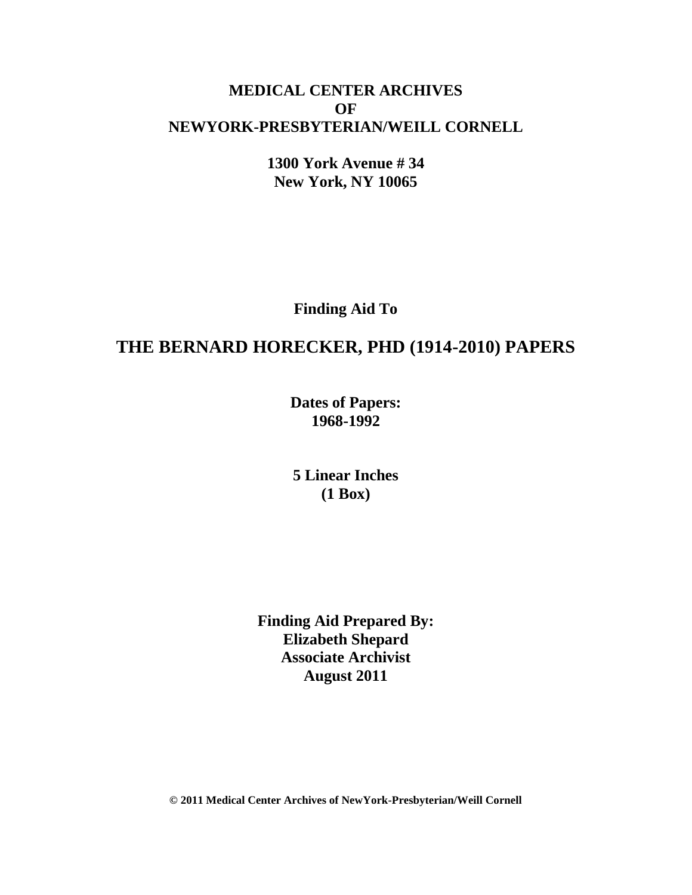**MEDICAL CENTER ARCHIVES**
**OF**
**NEWYORK-PRESBYTERIAN/WEILL CORNELL**

**1300 York Avenue # 34**
**New York, NY 10065**

**Finding Aid To**

# THE BERNARD HORECKER, PHD (1914-2010) PAPERS

**Dates of Papers:**
**1968-1992**

**5 Linear Inches**
**(1 Box)**

**Finding Aid Prepared By:**
**Elizabeth Shepard**
**Associate Archivist**
**August 2011**

**© 2011 Medical Center Archives of NewYork-Presbyterian/Weill Cornell**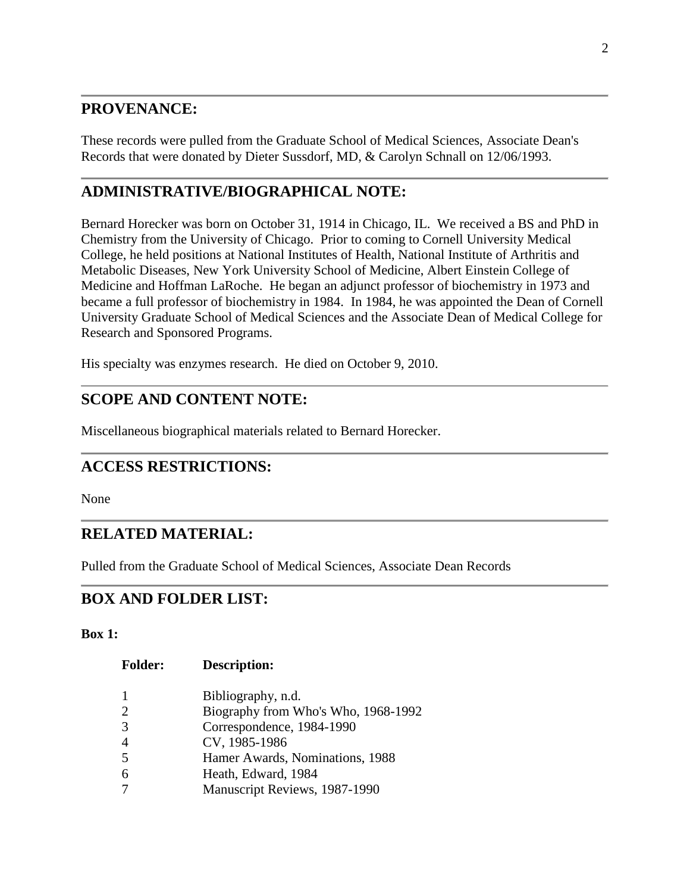## PROVENANCE:

These records were pulled from the Graduate School of Medical Sciences, Associate Dean's Records that were donated by Dieter Sussdorf, MD, & Carolyn Schnall on 12/06/1993.

## ADMINISTRATIVE/BIOGRAPHICAL NOTE:

Bernard Horecker was born on October 31, 1914 in Chicago, IL. We received a BS and PhD in Chemistry from the University of Chicago. Prior to coming to Cornell University Medical College, he held positions at National Institutes of Health, National Institute of Arthritis and Metabolic Diseases, New York University School of Medicine, Albert Einstein College of Medicine and Hoffman LaRoche. He began an adjunct professor of biochemistry in 1973 and became a full professor of biochemistry in 1984. In 1984, he was appointed the Dean of Cornell University Graduate School of Medical Sciences and the Associate Dean of Medical College for Research and Sponsored Programs.

His specialty was enzymes research. He died on October 9, 2010.

## SCOPE AND CONTENT NOTE:

Miscellaneous biographical materials related to Bernard Horecker.

## ACCESS RESTRICTIONS:

None

## RELATED MATERIAL:

Pulled from the Graduate School of Medical Sciences, Associate Dean Records

## BOX AND FOLDER LIST:

**Box 1:**

| **Folder:** | **Description:** |
|---|---|
| 1 | Bibliography, n.d. |
| 2 | Biography from Who's Who, 1968-1992 |
| 3 | Correspondence, 1984-1990 |
| 4 | CV, 1985-1986 |
| 5 | Hamer Awards, Nominations, 1988 |
| 6 | Heath, Edward, 1984 |
| 7 | Manuscript Reviews, 1987-1990 |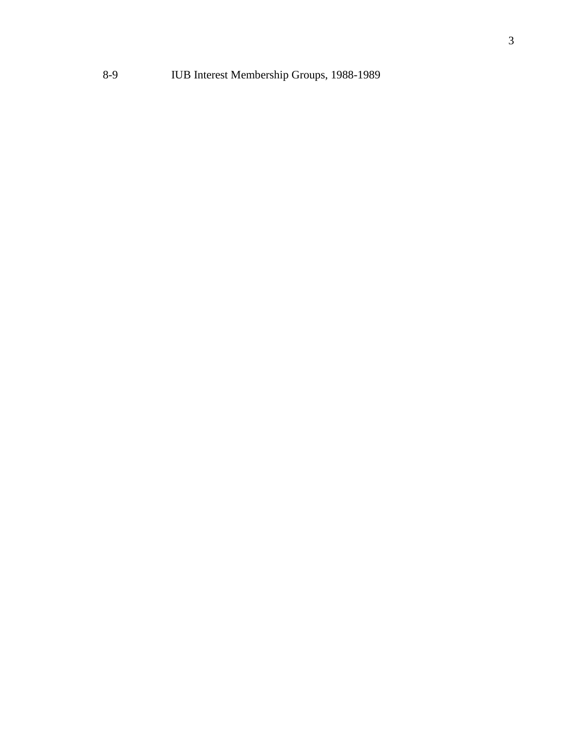8-9 IUB Interest Membership Groups, 1988-1989